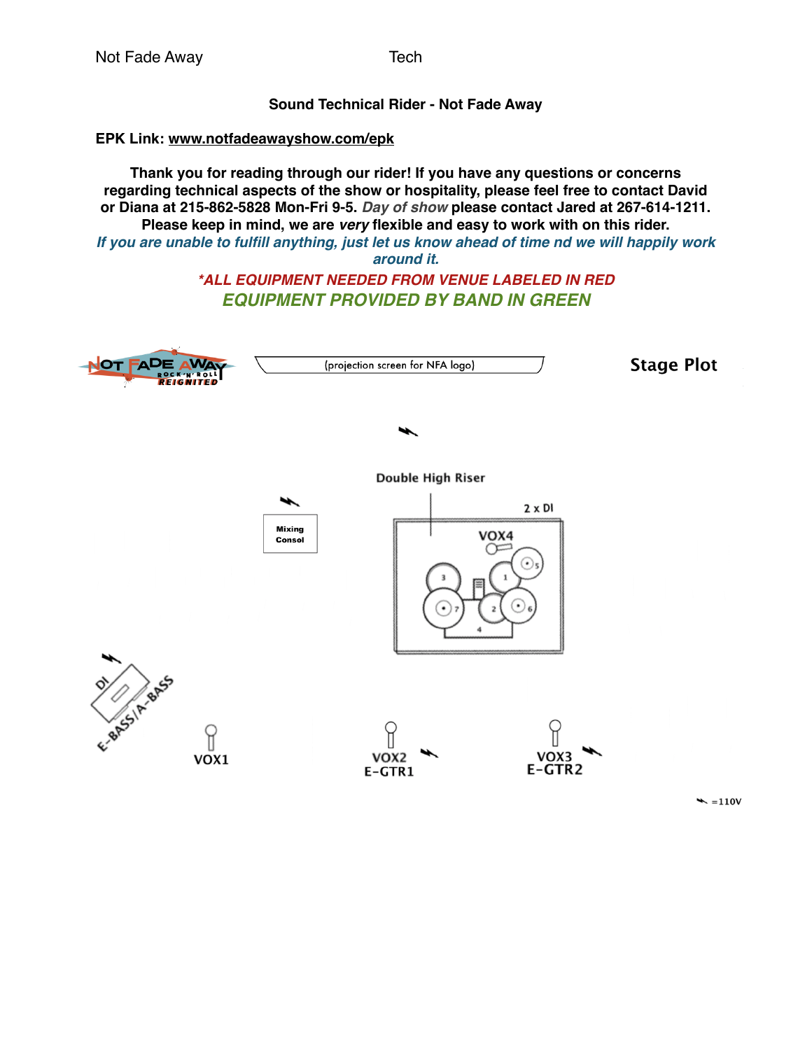Not Fade Away Tech

**Sound Technical Rider - Not Fade Away**

**EPK Link: www.notfadeawayshow.com/epk**

**Thank you for reading through our rider! If you have any questions or concerns regarding technical aspects of the show or hospitality, please feel free to contact David or Diana at 215-862-5828 Mon-Fri 9-5. *Day of show* please contact Jared at 267-614-1211. Please keep in mind, we are *very* flexible and easy to work with on this rider.**

***If you are unable to fulfill anything, just let us know ahead of time nd we will happily work around it.***

***\*ALL EQUIPMENT NEEDED FROM VENUE LABELED IN RED***

***EQUIPMENT PROVIDED BY BAND IN GREEN***

## Stage Plot

(projection screen for NFA logo)

Double High Riser

2 x DI

VOX4

Mixing Consol

DI

E-BASS/A-BASS

VOX1

VOX2
E-GTR1

VOX3
E-GTR2

=110V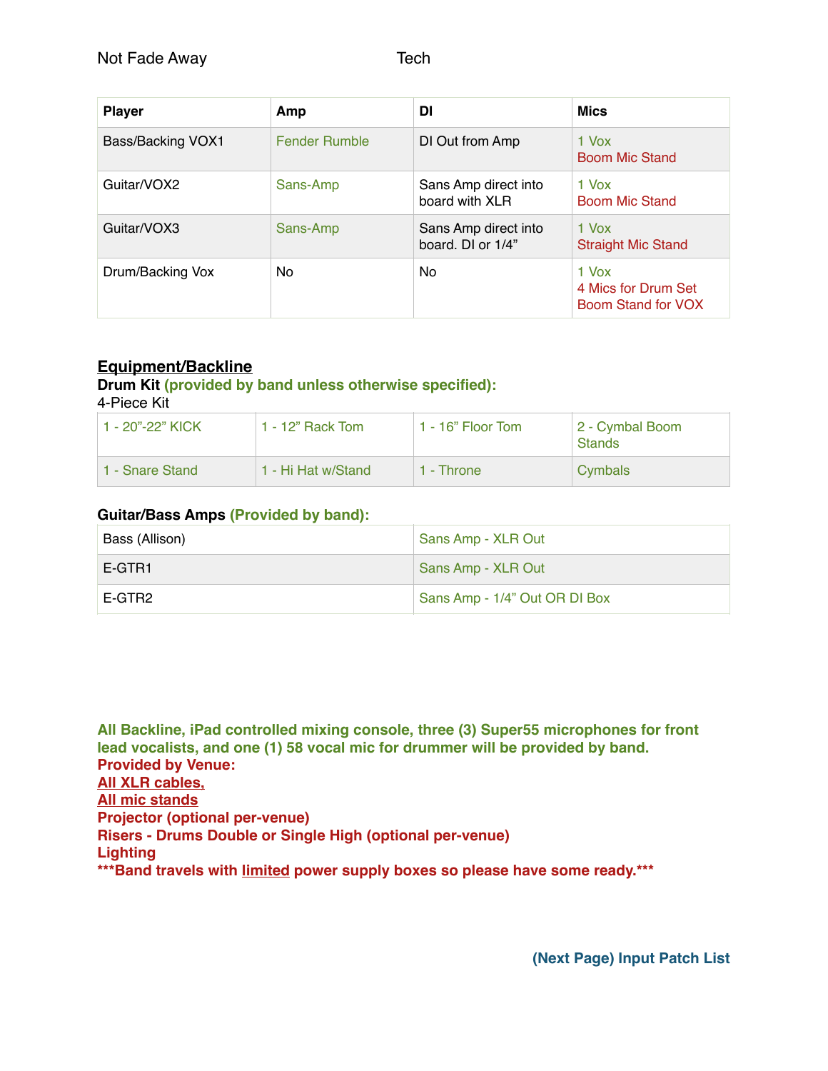Not Fade Away Tech

| Player | Amp | DI | Mics |
|---|---|---|---|
| Bass/Backing VOX1 | Fender Rumble | DI Out from Amp | 1 Vox<br>Boom Mic Stand |
| Guitar/VOX2 | Sans-Amp | Sans Amp direct into board with XLR | 1 Vox<br>Boom Mic Stand |
| Guitar/VOX3 | Sans-Amp | Sans Amp direct into board. DI or 1/4” | 1 Vox<br>Straight Mic Stand |
| Drum/Backing Vox | No | No | 1 Vox<br>4 Mics for Drum Set<br>Boom Stand for VOX |

## Equipment/Backline

**Drum Kit (provided by band unless otherwise specified):**

4-Piece Kit

| | | | |
|---|---|---|---|
| 1 - 20”-22” KICK | 1 - 12” Rack Tom | 1 - 16” Floor Tom | 2 - Cymbal Boom Stands |
| 1 - Snare Stand | 1 - Hi Hat w/Stand | 1 - Throne | Cymbals |

**Guitar/Bass Amps (Provided by band):**

| | |
|---|---|
| Bass (Allison) | Sans Amp - XLR Out |
| E-GTR1 | Sans Amp - XLR Out |
| E-GTR2 | Sans Amp - 1/4” Out OR DI Box |

**All Backline, iPad controlled mixing console, three (3) Super55 microphones for front lead vocalists, and one (1) 58 vocal mic for drummer will be provided by band.**

**Provided by Venue:**

**All XLR cables,**

**All mic stands**

**Projector (optional per-venue)**

**Risers - Drums Double or Single High (optional per-venue)**

**Lighting**

**\*\*\*Band travels with limited power supply boxes so please have some ready.\*\*\***

**(Next Page) Input Patch List**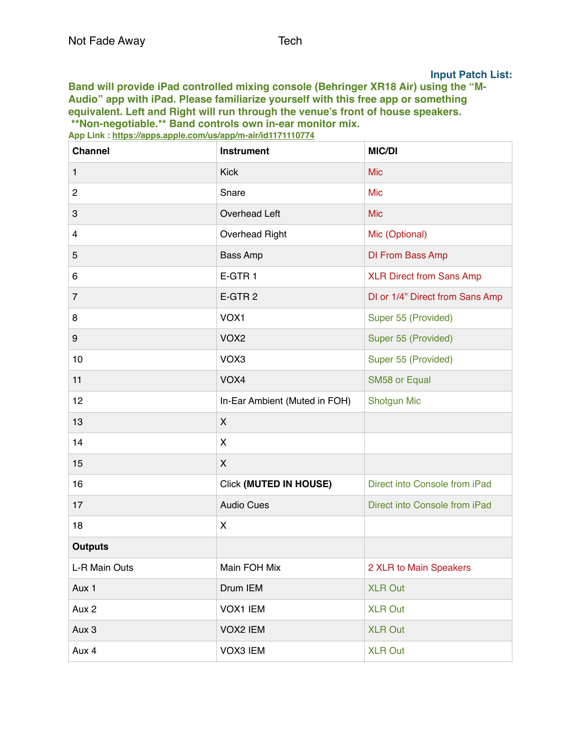Not Fade Away Tech

**Input Patch List:**

**Band will provide iPad controlled mixing console (Behringer XR18 Air) using the "M-Audio" app with iPad. Please familiarize yourself with this free app or something equivalent. Left and Right will run through the venue's front of house speakers. **Non-negotiable.** Band controls own in-ear monitor mix.**

**App Link : https://apps.apple.com/us/app/m-air/id1171110774**

| Channel | Instrument | MIC/DI |
|---|---|---|
| 1 | Kick | Mic |
| 2 | Snare | Mic |
| 3 | Overhead Left | Mic |
| 4 | Overhead Right | Mic (Optional) |
| 5 | Bass Amp | DI From Bass Amp |
| 6 | E-GTR 1 | XLR Direct from Sans Amp |
| 7 | E-GTR 2 | DI or 1/4" Direct from Sans Amp |
| 8 | VOX1 | Super 55 (Provided) |
| 9 | VOX2 | Super 55 (Provided) |
| 10 | VOX3 | Super 55 (Provided) |
| 11 | VOX4 | SM58 or Equal |
| 12 | In-Ear Ambient (Muted in FOH) | Shotgun Mic |
| 13 | X | |
| 14 | X | |
| 15 | X | |
| 16 | Click **(MUTED IN HOUSE)** | Direct into Console from iPad |
| 17 | Audio Cues | Direct into Console from iPad |
| 18 | X | |
| **Outputs** | | |
| L-R Main Outs | Main FOH Mix | 2 XLR to Main Speakers |
| Aux 1 | Drum IEM | XLR Out |
| Aux 2 | VOX1 IEM | XLR Out |
| Aux 3 | VOX2 IEM | XLR Out |
| Aux 4 | VOX3 IEM | XLR Out |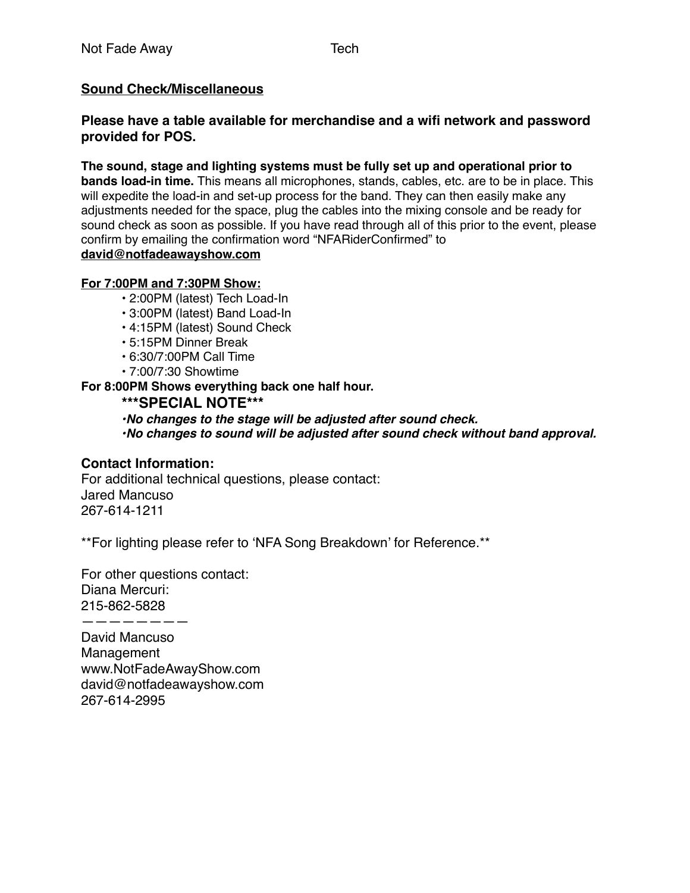## **Sound Check/Miscellaneous**

**Please have a table available for merchandise and a wifi network and password provided for POS.**

**The sound, stage and lighting systems must be fully set up and operational prior to bands load-in time.** This means all microphones, stands, cables, etc. are to be in place. This will expedite the load-in and set-up process for the band. They can then easily make any adjustments needed for the space, plug the cables into the mixing console and be ready for sound check as soon as possible. If you have read through all of this prior to the event, please confirm by emailing the confirmation word "NFARiderConfirmed" to **david@notfadeawayshow.com**

**For 7:00PM and 7:30PM Show:**

- 2:00PM (latest) Tech Load-In
- 3:00PM (latest) Band Load-In
- 4:15PM (latest) Sound Check
- 5:15PM Dinner Break
- 6:30/7:00PM Call Time
- 7:00/7:30 Showtime

**For 8:00PM Shows everything back one half hour.**

**\*\*\*SPECIAL NOTE\*\*\***

***•No changes to the stage will be adjusted after sound check.***
***•No changes to sound will be adjusted after sound check without band approval.***

**Contact Information:**

For additional technical questions, please contact:
Jared Mancuso
267-614-1211

\*\*For lighting please refer to 'NFA Song Breakdown' for Reference.\*\*

For other questions contact:
Diana Mercuri:
215-862-5828

————————

David Mancuso
Management
www.NotFadeAwayShow.com
david@notfadeawayshow.com
267-614-2995